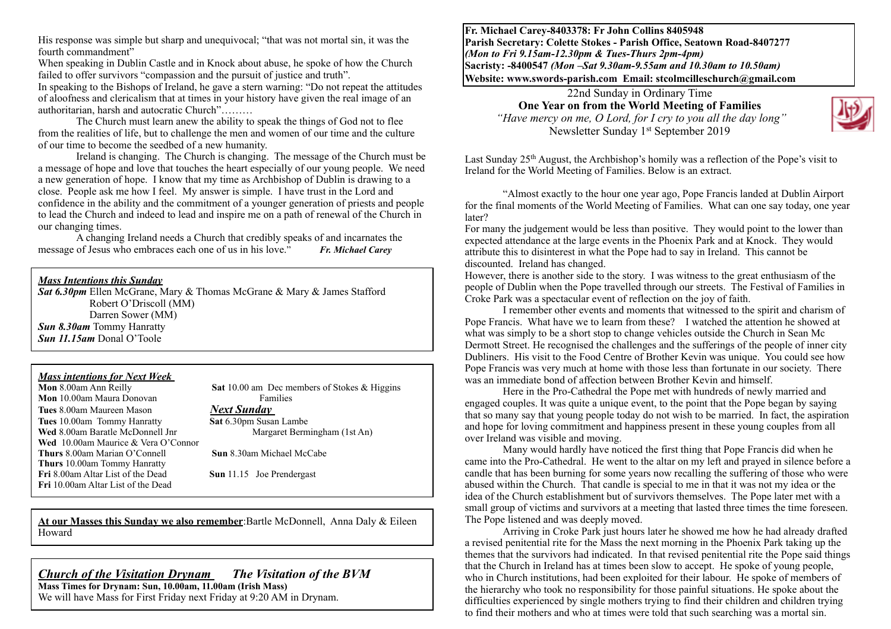**Fr. Michael Carey-8403378: Fr John Collins 8405948**
**Parish Secretary: Colette Stokes - Parish Office, Seatown Road-8407277**
***(Mon to Fri 9.15am-12.30pm & Tues-Thurs 2pm-4pm)***
**Sacristy: -8400547** ***(Mon –Sat 9.30am-9.55am and 10.30am to 10.50am)***
**Website: www.swords-parish.com Email: stcolmcilleschurch@gmail.com**

22nd Sunday in Ordinary Time
**One Year on from the World Meeting of Families**
*"Have mercy on me, O Lord, for I cry to you all the day long"*
Newsletter Sunday 1st September 2019

Last Sunday 25th August, the Archbishop's homily was a reflection of the Pope's visit to Ireland for the World Meeting of Families. Below is an extract.

"Almost exactly to the hour one year ago, Pope Francis landed at Dublin Airport for the final moments of the World Meeting of Families. What can one say today, one year later?

For many the judgement would be less than positive. They would point to the lower than expected attendance at the large events in the Phoenix Park and at Knock. They would attribute this to disinterest in what the Pope had to say in Ireland. This cannot be discounted. Ireland has changed.

However, there is another side to the story. I was witness to the great enthusiasm of the people of Dublin when the Pope travelled through our streets. The Festival of Families in Croke Park was a spectacular event of reflection on the joy of faith.

I remember other events and moments that witnessed to the spirit and charism of Pope Francis. What have we to learn from these? I watched the attention he showed at what was simply to be a short stop to change vehicles outside the Church in Sean Mc Dermott Street. He recognised the challenges and the sufferings of the people of inner city Dubliners. His visit to the Food Centre of Brother Kevin was unique. You could see how Pope Francis was very much at home with those less than fortunate in our society. There was an immediate bond of affection between Brother Kevin and himself.

Here in the Pro-Cathedral the Pope met with hundreds of newly married and engaged couples. It was quite a unique event, to the point that the Pope began by saying that so many say that young people today do not wish to be married. In fact, the aspiration and hope for loving commitment and happiness present in these young couples from all over Ireland was visible and moving.

Many would hardly have noticed the first thing that Pope Francis did when he came into the Pro-Cathedral. He went to the altar on my left and prayed in silence before a candle that has been burning for some years now recalling the suffering of those who were abused within the Church. That candle is special to me in that it was not my idea or the idea of the Church establishment but of survivors themselves. The Pope later met with a small group of victims and survivors at a meeting that lasted three times the time foreseen. The Pope listened and was deeply moved.

Arriving in Croke Park just hours later he showed me how he had already drafted a revised penitential rite for the Mass the next morning in the Phoenix Park taking up the themes that the survivors had indicated. In that revised penitential rite the Pope said things that the Church in Ireland has at times been slow to accept. He spoke of young people, who in Church institutions, had been exploited for their labour. He spoke of members of the hierarchy who took no responsibility for those painful situations. He spoke about the difficulties experienced by single mothers trying to find their children and children trying to find their mothers and who at times were told that such searching was a mortal sin.

His response was simple but sharp and unequivocal; "that was not mortal sin, it was the fourth commandment"

When speaking in Dublin Castle and in Knock about abuse, he spoke of how the Church failed to offer survivors "compassion and the pursuit of justice and truth".

In speaking to the Bishops of Ireland, he gave a stern warning: "Do not repeat the attitudes of aloofness and clericalism that at times in your history have given the real image of an authoritarian, harsh and autocratic Church"………

The Church must learn anew the ability to speak the things of God not to flee from the realities of life, but to challenge the men and women of our time and the culture of our time to become the seedbed of a new humanity.

Ireland is changing. The Church is changing. The message of the Church must be a message of hope and love that touches the heart especially of our young people. We need a new generation of hope. I know that my time as Archbishop of Dublin is drawing to a close. People ask me how I feel. My answer is simple. I have trust in the Lord and confidence in the ability and the commitment of a younger generation of priests and people to lead the Church and indeed to lead and inspire me on a path of renewal of the Church in our changing times.

A changing Ireland needs a Church that credibly speaks of and incarnates the message of Jesus who embraces each one of us in his love." ***Fr. Michael Carey***

***Mass Intentions this Sunday***

***Sat 6.30pm*** Ellen McGrane, Mary & Thomas McGrane & Mary & James Stafford
Robert O'Driscoll (MM)
Darren Sower (MM)
***Sun 8.30am*** Tommy Hanratty
***Sun 11.15am*** Donal O'Toole

***Mass intentions for Next Week***

**Mon** 8.00am Ann Reilly
**Mon** 10.00am Maura Donovan
**Tues** 8.00am Maureen Mason
**Tues** 10.00am Tommy Hanratty
**Wed** 8.00am Baratle McDonnell Jnr
**Wed** 10.00am Maurice & Vera O'Connor
**Thurs** 8.00am Marian O'Connell
**Thurs** 10.00am Tommy Hanratty
**Fri** 8.00am Altar List of the Dead
**Fri** 10.00am Altar List of the Dead
**Sat** 10.00 am Dec members of Stokes & Higgins Families

***Next Sunday***

**Sat** 6.30pm Susan Lambe
Margaret Bermingham (1st An)
**Sun** 8.30am Michael McCabe
**Sun** 11.15 Joe Prendergast

**At our Masses this Sunday we also remember**:Bartle McDonnell, Anna Daly & Eileen Howard

***Church of the Visitation Drynam*** ***The Visitation of the BVM***
**Mass Times for Drynam: Sun, 10.00am, 11.00am (Irish Mass)**
We will have Mass for First Friday next Friday at 9:20 AM in Drynam.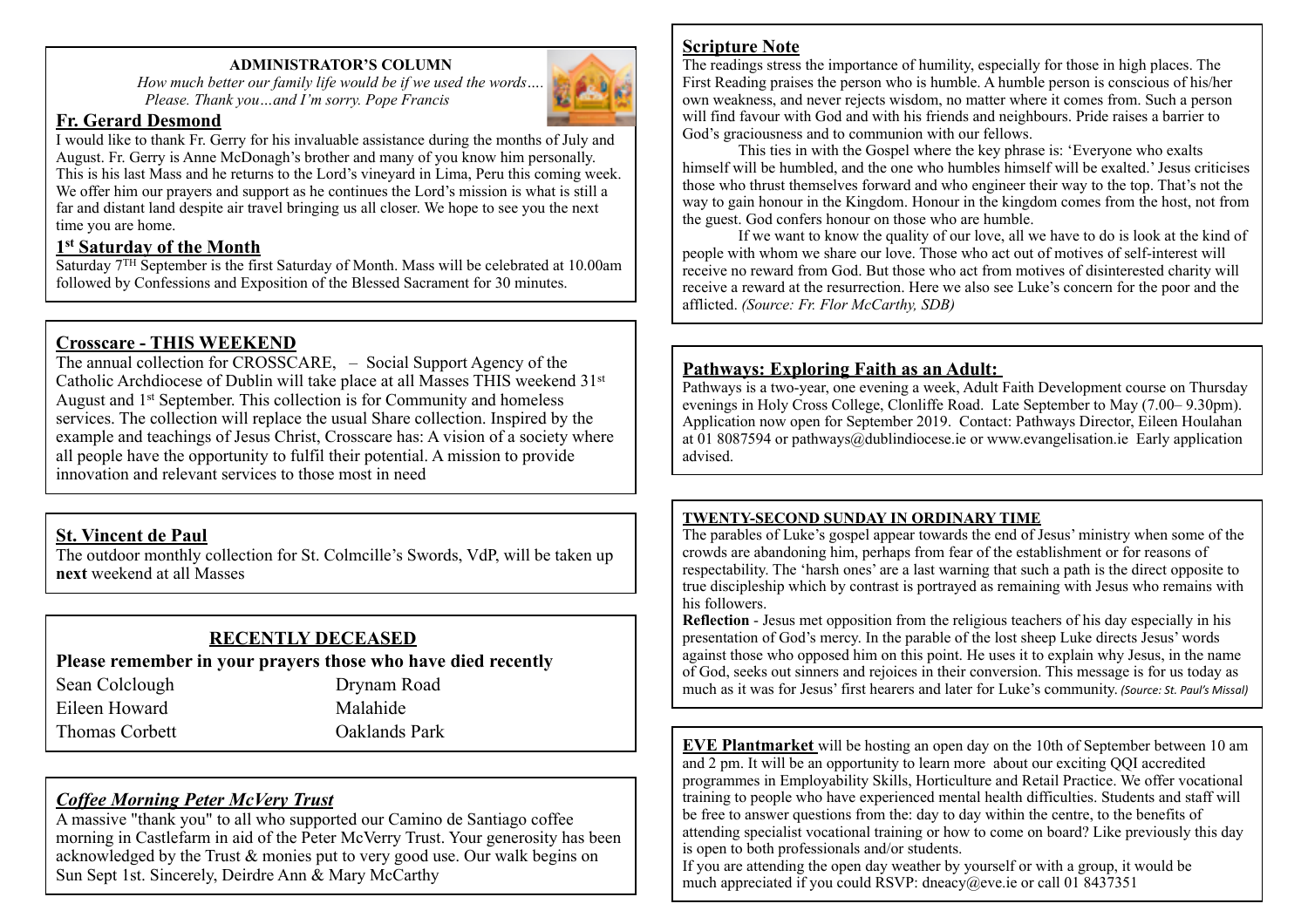## ADMINISTRATOR'S COLUMN

*How much better our family life would be if we used the words…. Please. Thank you…and I'm sorry. Pope Francis*

## Fr. Gerard Desmond

I would like to thank Fr. Gerry for his invaluable assistance during the months of July and August. Fr. Gerry is Anne McDonagh's brother and many of you know him personally. This is his last Mass and he returns to the Lord's vineyard in Lima, Peru this coming week. We offer him our prayers and support as he continues the Lord's mission is what is still a far and distant land despite air travel bringing us all closer. We hope to see you the next time you are home.

## 1st Saturday of the Month

Saturday 7TH September is the first Saturday of Month. Mass will be celebrated at 10.00am followed by Confessions and Exposition of the Blessed Sacrament for 30 minutes.

## Crosscare - THIS WEEKEND

The annual collection for CROSSCARE, – Social Support Agency of the Catholic Archdiocese of Dublin will take place at all Masses THIS weekend 31st August and 1st September. This collection is for Community and homeless services. The collection will replace the usual Share collection. Inspired by the example and teachings of Jesus Christ, Crosscare has: A vision of a society where all people have the opportunity to fulfil their potential. A mission to provide innovation and relevant services to those most in need

## St. Vincent de Paul

The outdoor monthly collection for St. Colmcille's Swords, VdP, will be taken up **next** weekend at all Masses

## RECENTLY DECEASED

**Please remember in your prayers those who have died recently**

| | |
|---|---|
| Sean Colclough | Drynam Road |
| Eileen Howard | Malahide |
| Thomas Corbett | Oaklands Park |

## *Coffee Morning Peter McVery Trust*

A massive "thank you" to all who supported our Camino de Santiago coffee morning in Castlefarm in aid of the Peter McVerry Trust. Your generosity has been acknowledged by the Trust & monies put to very good use. Our walk begins on Sun Sept 1st. Sincerely, Deirdre Ann & Mary McCarthy

## Scripture Note

The readings stress the importance of humility, especially for those in high places. The First Reading praises the person who is humble. A humble person is conscious of his/her own weakness, and never rejects wisdom, no matter where it comes from. Such a person will find favour with God and with his friends and neighbours. Pride raises a barrier to God's graciousness and to communion with our fellows.

This ties in with the Gospel where the key phrase is: 'Everyone who exalts himself will be humbled, and the one who humbles himself will be exalted.' Jesus criticises those who thrust themselves forward and who engineer their way to the top. That's not the way to gain honour in the Kingdom. Honour in the kingdom comes from the host, not from the guest. God confers honour on those who are humble.

If we want to know the quality of our love, all we have to do is look at the kind of people with whom we share our love. Those who act out of motives of self-interest will receive no reward from God. But those who act from motives of disinterested charity will receive a reward at the resurrection. Here we also see Luke's concern for the poor and the afflicted. *(Source: Fr. Flor McCarthy, SDB)*

## Pathways: Exploring Faith as an Adult:

Pathways is a two-year, one evening a week, Adult Faith Development course on Thursday evenings in Holy Cross College, Clonliffe Road. Late September to May (7.00– 9.30pm). Application now open for September 2019. Contact: Pathways Director, Eileen Houlahan at 01 8087594 or pathways@dublindiocese.ie or www.evangelisation.ie Early application advised.

## TWENTY-SECOND SUNDAY IN ORDINARY TIME

The parables of Luke's gospel appear towards the end of Jesus' ministry when some of the crowds are abandoning him, perhaps from fear of the establishment or for reasons of respectability. The 'harsh ones' are a last warning that such a path is the direct opposite to true discipleship which by contrast is portrayed as remaining with Jesus who remains with his followers.

**Reflection** - Jesus met opposition from the religious teachers of his day especially in his presentation of God's mercy. In the parable of the lost sheep Luke directs Jesus' words against those who opposed him on this point. He uses it to explain why Jesus, in the name of God, seeks out sinners and rejoices in their conversion. This message is for us today as much as it was for Jesus' first hearers and later for Luke's community. *(Source: St. Paul's Missal)*

**EVE Plantmarket** will be hosting an open day on the 10th of September between 10 am and 2 pm. It will be an opportunity to learn more about our exciting QQI accredited programmes in Employability Skills, Horticulture and Retail Practice. We offer vocational training to people who have experienced mental health difficulties. Students and staff will be free to answer questions from the: day to day within the centre, to the benefits of attending specialist vocational training or how to come on board? Like previously this day is open to both professionals and/or students.

If you are attending the open day weather by yourself or with a group, it would be much appreciated if you could RSVP: dneacy@eve.ie or call 01 8437351